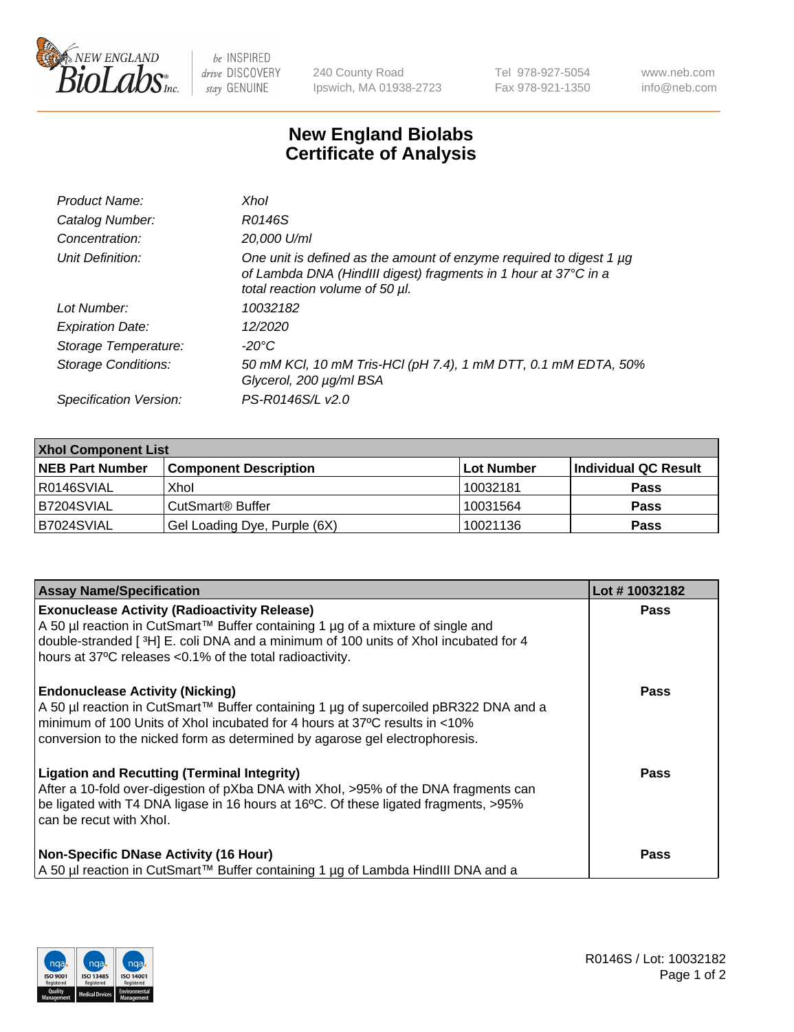# New England Biolabs Certificate of Analysis

| | |
|---|---|
| *Product Name:* | *XhoI* |
| *Catalog Number:* | *R0146S* |
| *Concentration:* | *20,000 U/ml* |
| *Unit Definition:* | *One unit is defined as the amount of enzyme required to digest 1 µg of Lambda DNA (HindIII digest) fragments in 1 hour at 37°C in a total reaction volume of 50 µl.* |
| *Lot Number:* | *10032182* |
| *Expiration Date:* | *12/2020* |
| *Storage Temperature:* | *-20°C* |
| *Storage Conditions:* | *50 mM KCl, 10 mM Tris-HCl (pH 7.4), 1 mM DTT, 0.1 mM EDTA, 50% Glycerol, 200 µg/ml BSA* |
| *Specification Version:* | *PS-R0146S/L v2.0* |

| **XhoI Component List** | | | |
|---|---|---|---|
| **NEB Part Number** | **Component Description** | **Lot Number** | **Individual QC Result** |
| R0146SVIAL | XhoI | 10032181 | **Pass** |
| B7204SVIAL | CutSmart® Buffer | 10031564 | **Pass** |
| B7024SVIAL | Gel Loading Dye, Purple (6X) | 10021136 | **Pass** |

| **Assay Name/Specification** | **Lot # 10032182** |
|---|---|
| **Exonuclease Activity (Radioactivity Release)**<br>A 50 µl reaction in CutSmart™ Buffer containing 1 µg of a mixture of single and double-stranded [ $^{3}$H] E. coli DNA and a minimum of 100 units of XhoI incubated for 4 hours at 37ºC releases <0.1% of the total radioactivity. | **Pass** |
| **Endonuclease Activity (Nicking)**<br>A 50 µl reaction in CutSmart™ Buffer containing 1 µg of supercoiled pBR322 DNA and a minimum of 100 Units of XhoI incubated for 4 hours at 37ºC results in <10% conversion to the nicked form as determined by agarose gel electrophoresis. | **Pass** |
| **Ligation and Recutting (Terminal Integrity)**<br>After a 10-fold over-digestion of pXba DNA with XhoI, >95% of the DNA fragments can be ligated with T4 DNA ligase in 16 hours at 16ºC. Of these ligated fragments, >95% can be recut with XhoI. | **Pass** |
| **Non-Specific DNase Activity (16 Hour)**<br>A 50 µl reaction in CutSmart™ Buffer containing 1 µg of Lambda HindIII DNA and a | **Pass** |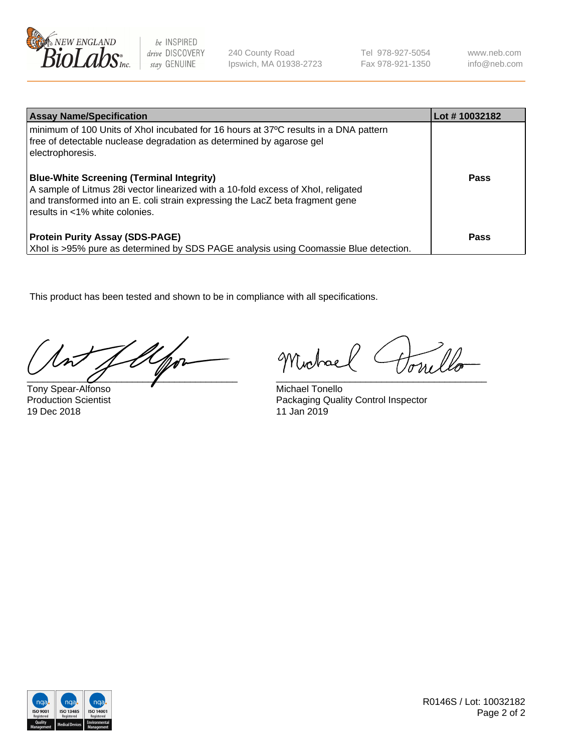| Assay Name/Specification | Lot # 10032182 |
| --- | --- |
| minimum of 100 Units of XhoI incubated for 16 hours at 37ºC results in a DNA pattern free of detectable nuclease degradation as determined by agarose gel electrophoresis. | |
| **Blue-White Screening (Terminal Integrity)**<br>A sample of Litmus 28i vector linearized with a 10-fold excess of XhoI, religated and transformed into an E. coli strain expressing the LacZ beta fragment gene results in <1% white colonies. | **Pass** |
| **Protein Purity Assay (SDS-PAGE)**<br>XhoI is >95% pure as determined by SDS PAGE analysis using Coomassie Blue detection. | **Pass** |

This product has been tested and shown to be in compliance with all specifications.

Tony Spear-Alfonso
Production Scientist
19 Dec 2018

Michael Tonello
Packaging Quality Control Inspector
11 Jan 2019

R0146S / Lot: 10032182